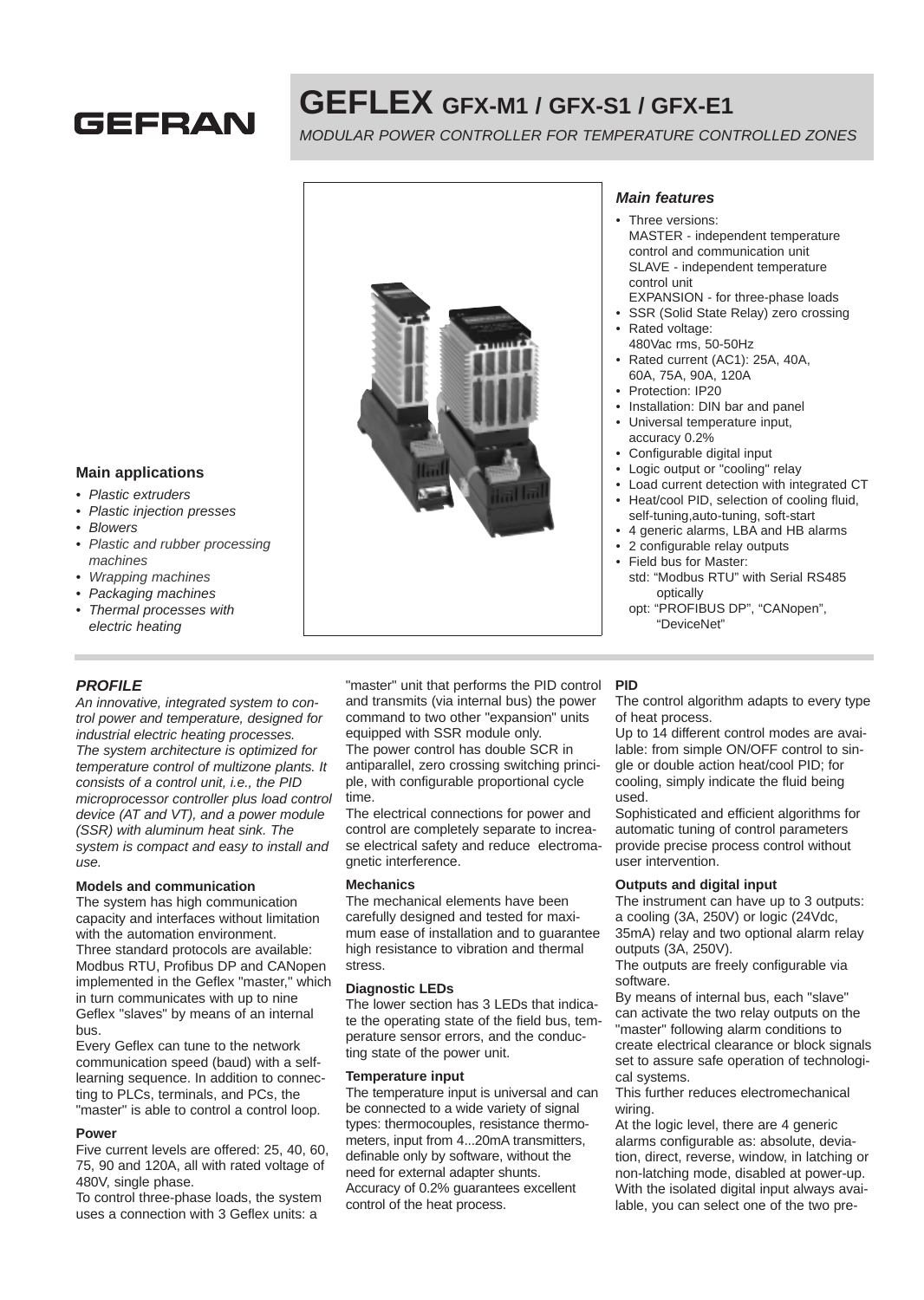GEFRAN

# GEFLEX GFX-M1 / GFX-S1 / GFX-E1

*MODULAR POWER CONTROLLER FOR TEMPERATURE CONTROLLED ZONES*

## Main applications

- *Plastic extruders*
- *Plastic injection presses*
- *Blowers*
- *Plastic and rubber processing machines*
- *Wrapping machines*
- *Packaging machines*
- *Thermal processes with electric heating*

## *Main features*

- Three versions:
  MASTER - independent temperature control and communication unit
  SLAVE - independent temperature control unit
  EXPANSION - for three-phase loads
- SSR (Solid State Relay) zero crossing
- Rated voltage:
  480Vac rms, 50-50Hz
- Rated current (AC1): 25A, 40A, 60A, 75A, 90A, 120A
- Protection: IP20
- Installation: DIN bar and panel
- Universal temperature input, accuracy 0.2%
- Configurable digital input
- Logic output or "cooling" relay
- Load current detection with integrated CT
- Heat/cool PID, selection of cooling fluid, self-tuning,auto-tuning, soft-start
- 4 generic alarms, LBA and HB alarms
- 2 configurable relay outputs
- Field bus for Master:
  std: "Modbus RTU" with Serial RS485 optically
  opt: "PROFIBUS DP", "CANopen", "DeviceNet"

## *PROFILE*

*An innovative, integrated system to control power and temperature, designed for industrial electric heating processes.*
*The system architecture is optimized for temperature control of multizone plants. It consists of a control unit, i.e., the PID microprocessor controller plus load control device (AT and VT), and a power module (SSR) with aluminum heat sink. The system is compact and easy to install and use.*

### Models and communication

The system has high communication capacity and interfaces without limitation with the automation environment.
Three standard protocols are available: Modbus RTU, Profibus DP and CANopen implemented in the Geflex "master," which in turn communicates with up to nine Geflex "slaves" by means of an internal bus.
Every Geflex can tune to the network communication speed (baud) with a self-learning sequence. In addition to connecting to PLCs, terminals, and PCs, the "master" is able to control a control loop.

### Power

Five current levels are offered: 25, 40, 60, 75, 90 and 120A, all with rated voltage of 480V, single phase.
To control three-phase loads, the system uses a connection with 3 Geflex units: a "master" unit that performs the PID control and transmits (via internal bus) the power command to two other "expansion" units equipped with SSR module only.
The power control has double SCR in antiparallel, zero crossing switching principle, with configurable proportional cycle time.
The electrical connections for power and control are completely separate to increase electrical safety and reduce electromagnetic interference.

### Mechanics

The mechanical elements have been carefully designed and tested for maximum ease of installation and to guarantee high resistance to vibration and thermal stress.

### Diagnostic LEDs

The lower section has 3 LEDs that indicate the operating state of the field bus, temperature sensor errors, and the conducting state of the power unit.

### Temperature input

The temperature input is universal and can be connected to a wide variety of signal types: thermocouples, resistance thermometers, input from 4...20mA transmitters, definable only by software, without the need for external adapter shunts.
Accuracy of 0.2% guarantees excellent control of the heat process.

### PID

The control algorithm adapts to every type of heat process.
Up to 14 different control modes are available: from simple ON/OFF control to single or double action heat/cool PID; for cooling, simply indicate the fluid being used.
Sophisticated and efficient algorithms for automatic tuning of control parameters provide precise process control without user intervention.

### Outputs and digital input

The instrument can have up to 3 outputs: a cooling (3A, 250V) or logic (24Vdc, 35mA) relay and two optional alarm relay outputs (3A, 250V).
The outputs are freely configurable via software.
By means of internal bus, each "slave" can activate the two relay outputs on the "master" following alarm conditions to create electrical clearance or block signals set to assure safe operation of technological systems.
This further reduces electromechanical wiring.
At the logic level, there are 4 generic alarms configurable as: absolute, deviation, direct, reverse, window, in latching or non-latching mode, disabled at power-up.
With the isolated digital input always available, you can select one of the two pre-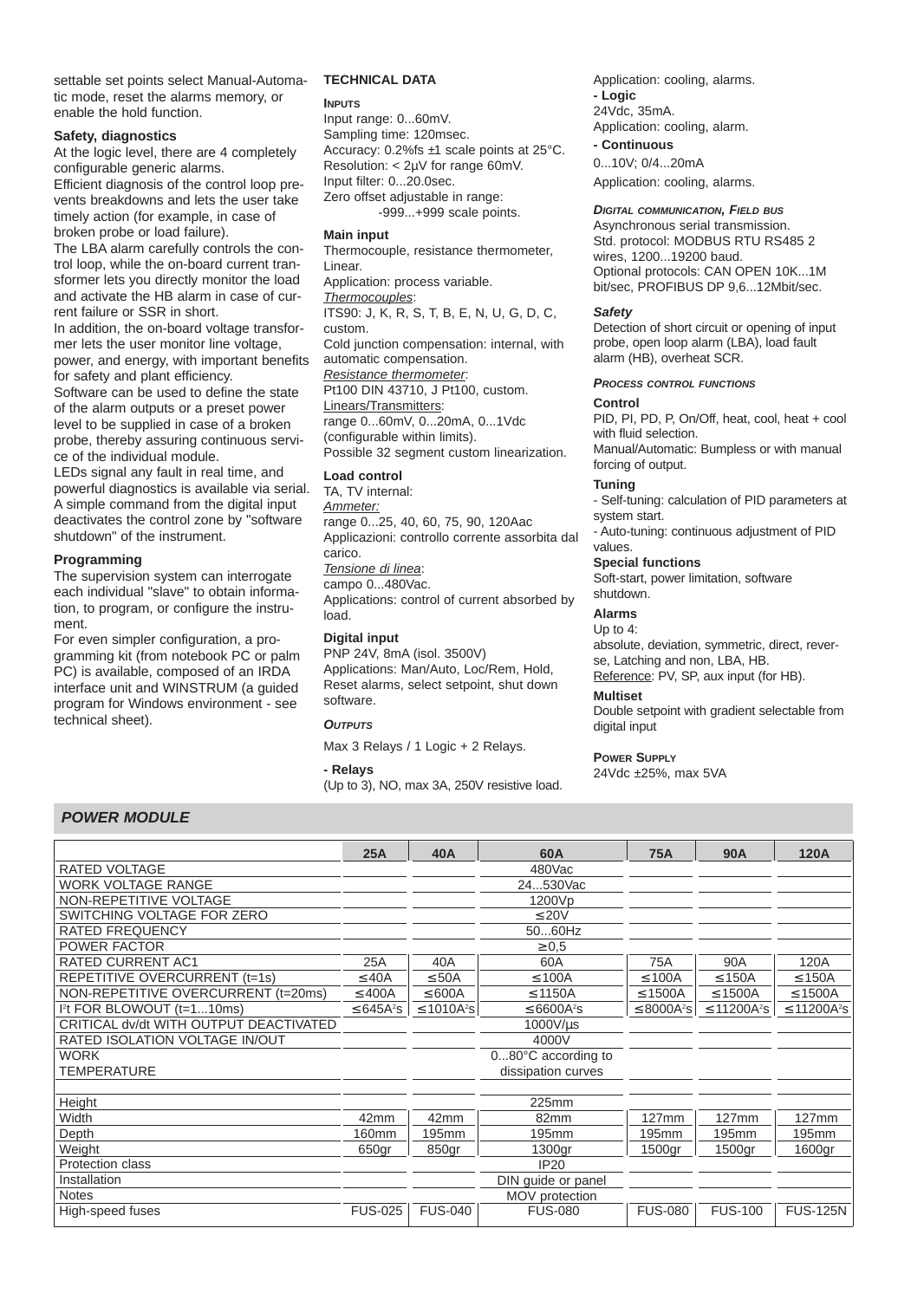settable set points select Manual-Automatic mode, reset the alarms memory, or enable the hold function.

**Safety, diagnostics**

At the logic level, there are 4 completely configurable generic alarms.

Efficient diagnosis of the control loop prevents breakdowns and lets the user take timely action (for example, in case of broken probe or load failure).

The LBA alarm carefully controls the control loop, while the on-board current transformer lets you directly monitor the load and activate the HB alarm in case of current failure or SSR in short.

In addition, the on-board voltage transformer lets the user monitor line voltage, power, and energy, with important benefits for safety and plant efficiency.

Software can be used to define the state of the alarm outputs or a preset power level to be supplied in case of a broken probe, thereby assuring continuous service of the individual module.

LEDs signal any fault in real time, and powerful diagnostics is available via serial. A simple command from the digital input deactivates the control zone by "software shutdown" of the instrument.

**Programming**

The supervision system can interrogate each individual "slave" to obtain information, to program, or configure the instrument.

For even simpler configuration, a programming kit (from notebook PC or palm PC) is available, composed of an IRDA interface unit and WINSTRUM (a guided program for Windows environment - see technical sheet).

## TECHNICAL DATA

### INPUTS

Input range: 0...60mV.
Sampling time: 120msec.
Accuracy: 0.2%fs ±1 scale points at 25°C.
Resolution: < 2µV for range 60mV.
Input filter: 0...20.0sec.
Zero offset adjustable in range: -999...+999 scale points.

**Main input**

Thermocouple, resistance thermometer, Linear.
Application: process variable.
*Thermocouples*:
ITS90: J, K, R, S, T, B, E, N, U, G, D, C, custom.
Cold junction compensation: internal, with automatic compensation.
*Resistance thermometer*:
Pt100 DIN 43710, J Pt100, custom.
Linears/Transmitters:
range 0...60mV, 0...20mA, 0...1Vdc (configurable within limits).
Possible 32 segment custom linearization.

**Load control**

TA, TV internal:
*Ammeter:*
range 0...25, 40, 60, 75, 90, 120Aac
Applicazioni: controllo corrente assorbita dal carico.
*Tensione di linea*:
campo 0...480Vac.
Applications: control of current absorbed by load.

**Digital input**

PNP 24V, 8mA (isol. 3500V)
Applications: Man/Auto, Loc/Rem, Hold, Reset alarms, select setpoint, shut down software.

### *OUTPUTS*

Max 3 Relays / 1 Logic + 2 Relays.

**- Relays**

(Up to 3), NO, max 3A, 250V resistive load.
Application: cooling, alarms.

**- Logic**

24Vdc, 35mA.
Application: cooling, alarm.

**- Continuous**

0...10V; 0/4...20mA
Application: cooling, alarms.

### *DIGITAL COMMUNICATION, FIELD BUS*

Asynchronous serial transmission.
Std. protocol: MODBUS RTU RS485 2 wires, 1200...19200 baud.
Optional protocols: CAN OPEN 10K...1M bit/sec, PROFIBUS DP 9,6...12Mbit/sec.

### *Safety*

Detection of short circuit or opening of input probe, open loop alarm (LBA), load fault alarm (HB), overheat SCR.

### *PROCESS CONTROL FUNCTIONS*

**Control**

PID, PI, PD, P, On/Off, heat, cool, heat + cool with fluid selection.
Manual/Automatic: Bumpless or with manual forcing of output.

**Tuning**

- Self-tuning: calculation of PID parameters at system start.
- Auto-tuning: continuous adjustment of PID values.

**Special functions**

Soft-start, power limitation, software shutdown.

**Alarms**

Up to 4:
absolute, deviation, symmetric, direct, reverse, Latching and non, LBA, HB.
Reference: PV, SP, aux input (for HB).

**Multiset**

Double setpoint with gradient selectable from digital input

### POWER SUPPLY

24Vdc ±25%, max 5VA

## POWER MODULE

| | 25A | 40A | 60A | 75A | 90A | 120A |
|---|---|---|---|---|---|---|
| RATED VOLTAGE | | | 480Vac | | | |
| WORK VOLTAGE RANGE | | | 24...530Vac | | | |
| NON-REPETITIVE VOLTAGE | | | 1200Vp | | | |
| SWITCHING VOLTAGE FOR ZERO | | | ≤20V | | | |
| RATED FREQUENCY | | | 50...60Hz | | | |
| POWER FACTOR | | | ≥0,5 | | | |
| RATED CURRENT AC1 | 25A | 40A | 60A | 75A | 90A | 120A |
| REPETITIVE OVERCURRENT (t=1s) | ≤40A | ≤50A | ≤100A | ≤100A | ≤150A | ≤150A |
| NON-REPETITIVE OVERCURRENT (t=20ms) | ≤400A | ≤600A | ≤1150A | ≤1500A | ≤1500A | ≤1500A |
| $I^2t$ FOR BLOWOUT (t=1...10ms) | ≤645A²s | ≤1010A²s | ≤6600A²s | ≤8000A²s | ≤11200A²s | ≤11200A²s |
| CRITICAL dv/dt WITH OUTPUT DEACTIVATED | | | 1000V/µs | | | |
| RATED ISOLATION VOLTAGE IN/OUT | | | 4000V | | | |
| WORK TEMPERATURE | | | 0...80°C according to dissipation curves | | | |
| | | | | | | |
| Height | | | 225mm | | | |
| Width | 42mm | 42mm | 82mm | 127mm | 127mm | 127mm |
| Depth | 160mm | 195mm | 195mm | 195mm | 195mm | 195mm |
| Weight | 650gr | 850gr | 1300gr | 1500gr | 1500gr | 1600gr |
| Protection class | | | IP20 | | | |
| Installation | | | DIN guide or panel | | | |
| Notes | | | MOV protection | | | |
| High-speed fuses | FUS-025 | FUS-040 | FUS-080 | FUS-080 | FUS-100 | FUS-125N |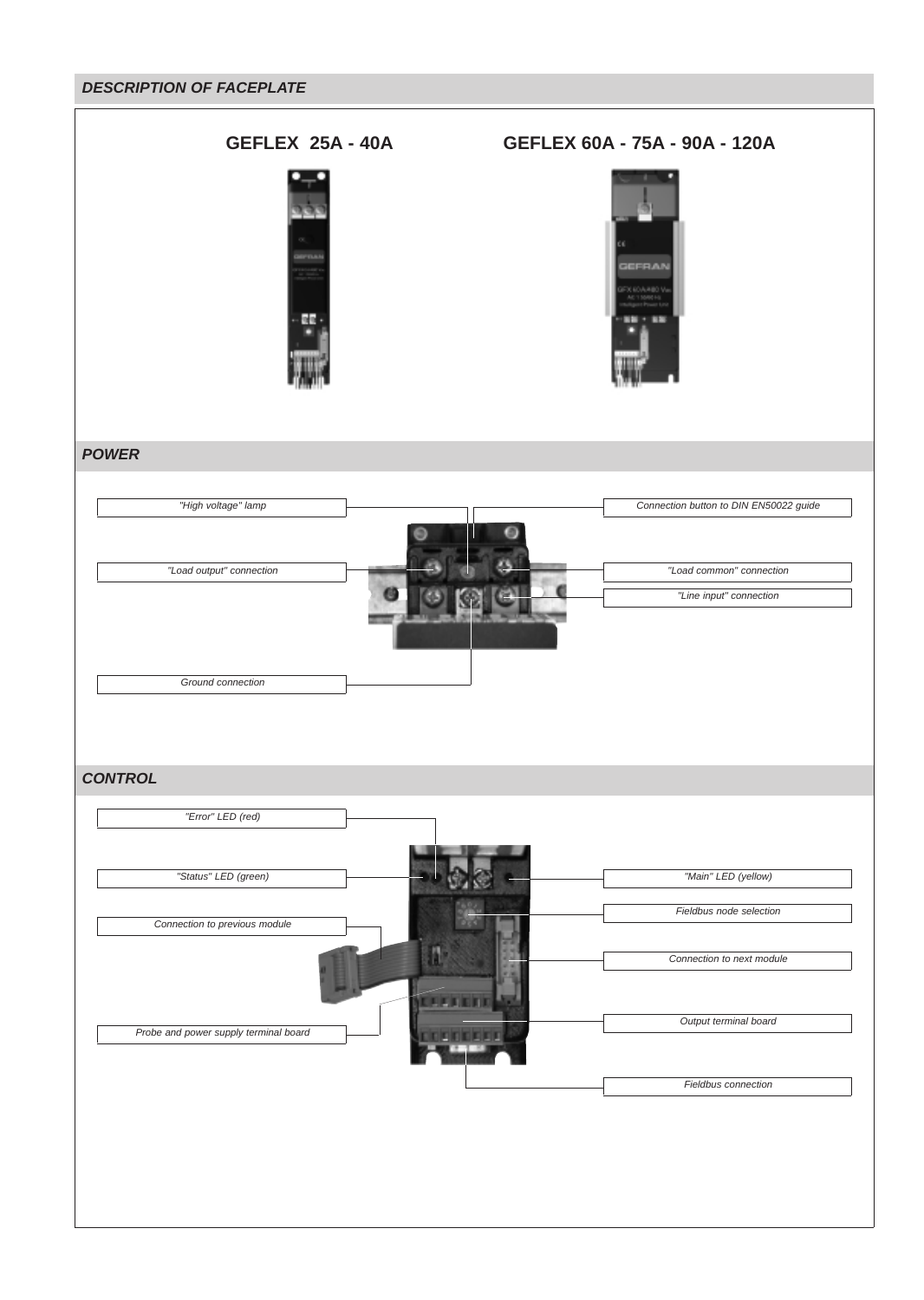## DESCRIPTION OF FACEPLATE

**GEFLEX 25A - 40A**

**GEFLEX 60A - 75A - 90A - 120A**

## POWER

*"High voltage" lamp*

*Connection button to DIN EN50022 guide*

*"Load output" connection*

*"Load common" connection*

*"Line input" connection*

*Ground connection*

## CONTROL

*"Error" LED (red)*

*"Status" LED (green)*

*"Main" LED (yellow)*

*Fieldbus node selection*

*Connection to previous module*

*Connection to next module*

*Output terminal board*

*Probe and power supply terminal board*

*Fieldbus connection*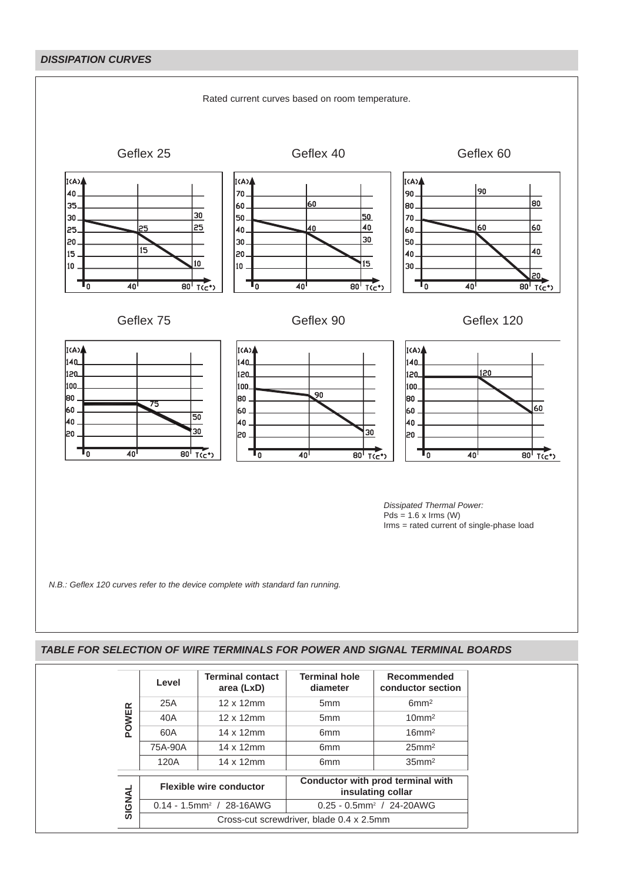## DISSIPATION CURVES

Rated current curves based on room temperature.

Geflex 25

Geflex 40

Geflex 60

Geflex 75

Geflex 90

Geflex 120

*Dissipated Thermal Power:*
Pds = 1.6 x Irms (W)
Irms = rated current of single-phase load

*N.B.: Geflex 120 curves refer to the device complete with standard fan running.*

## TABLE FOR SELECTION OF WIRE TERMINALS FOR POWER AND SIGNAL TERMINAL BOARDS

| | Level | Terminal contact area (LxD) | Terminal hole diameter | Recommended conductor section |
|---|---|---|---|---|
| POWER | 25A | 12 x 12mm | 5mm | 6mm² |
| | 40A | 12 x 12mm | 5mm | 10mm² |
| | 60A | 14 x 12mm | 6mm | 16mm² |
| | 75A-90A | 14 x 12mm | 6mm | 25mm² |
| | 120A | 14 x 12mm | 6mm | 35mm² |

| | Flexible wire conductor | Conductor with prod terminal with insulating collar |
|---|---|---|
| SIGNAL | 0.14 - 1.5mm² / 28-16AWG | 0.25 - 0.5mm² / 24-20AWG |
| | Cross-cut screwdriver, blade 0.4 x 2.5mm | |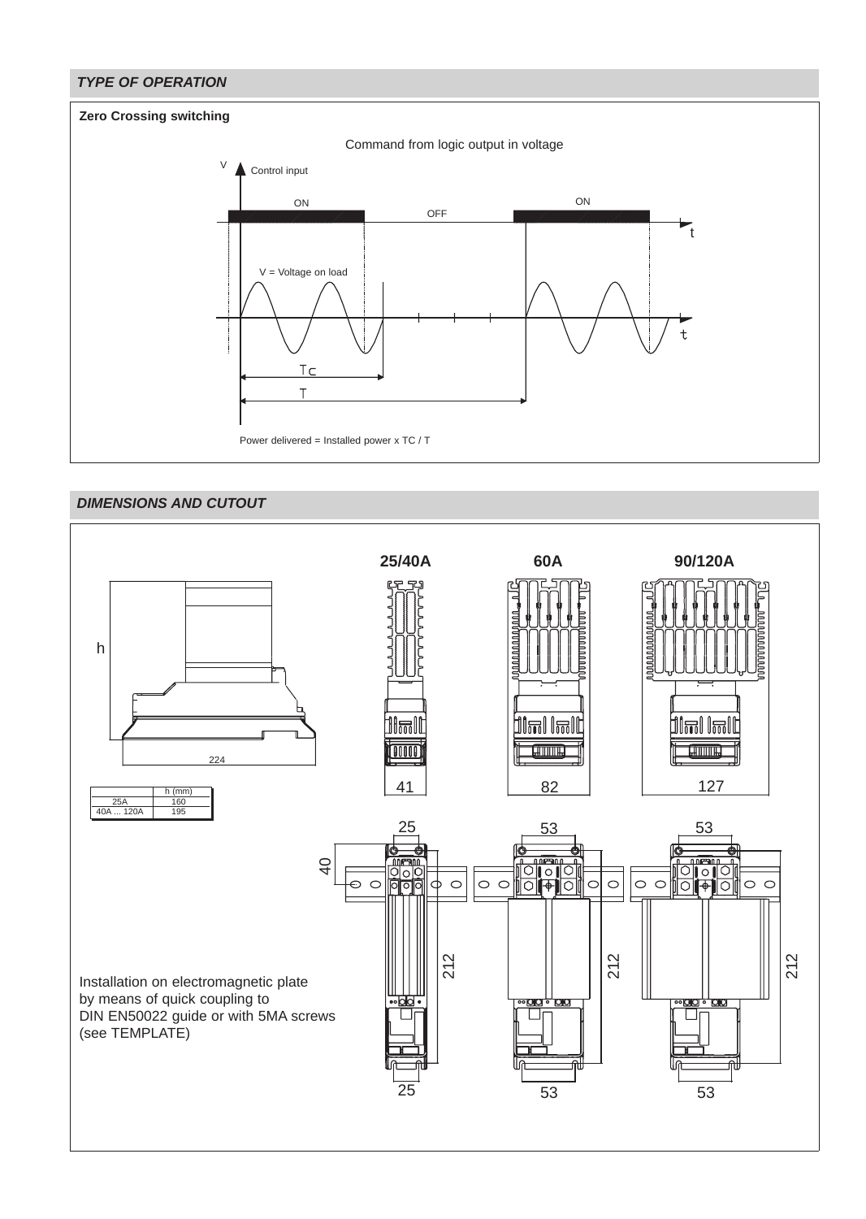## *TYPE OF OPERATION*

**Zero Crossing switching**

Command from logic output in voltage

V Control input

ON OFF ON

t

V = Voltage on load

t

Tc

T

Power delivered = Installed power x TC / T

## *DIMENSIONS AND CUTOUT*

**25/40A** **60A** **90/120A**

h

224

41 82 127

| | h (mm) |
|---|---|
| 25A | 160 |
| 40A ... 120A | 195 |

25 53 53

40

212 212 212

25 53 53

Installation on electromagnetic plate by means of quick coupling to DIN EN50022 guide or with 5MA screws (see TEMPLATE)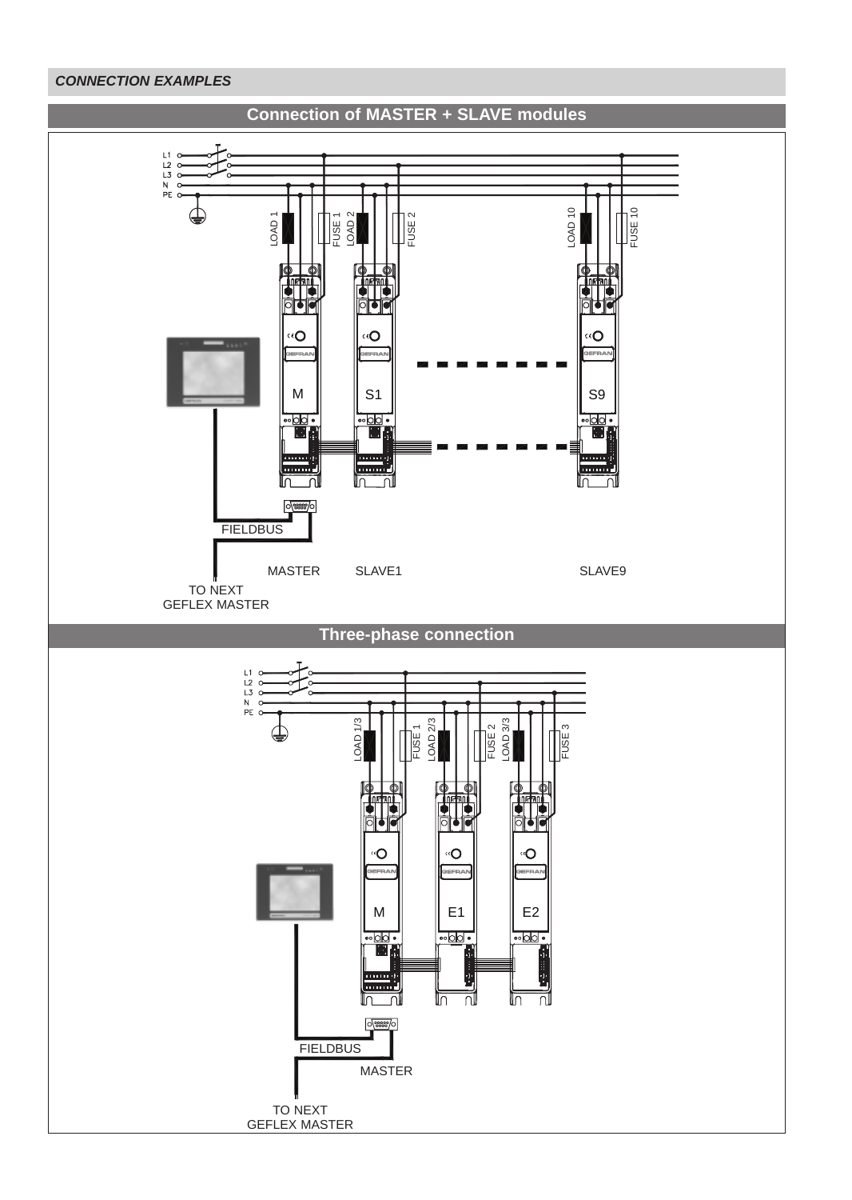***CONNECTION EXAMPLES***

## Connection of MASTER + SLAVE modules

L1
L2
L3
N
PE

LOAD 1
FUSE 1
LOAD 2
FUSE 2
LOAD 10
FUSE 10

M
S1
S9

FIELDBUS

MASTER
SLAVE1
SLAVE9

TO NEXT
GEFLEX MASTER

## Three-phase connection

L1
L2
L3
N
PE

LOAD 1/3
FUSE 1
LOAD 2/3
FUSE 2
LOAD 3/3
FUSE 3

M
E1
E2

FIELDBUS

MASTER

TO NEXT
GEFLEX MASTER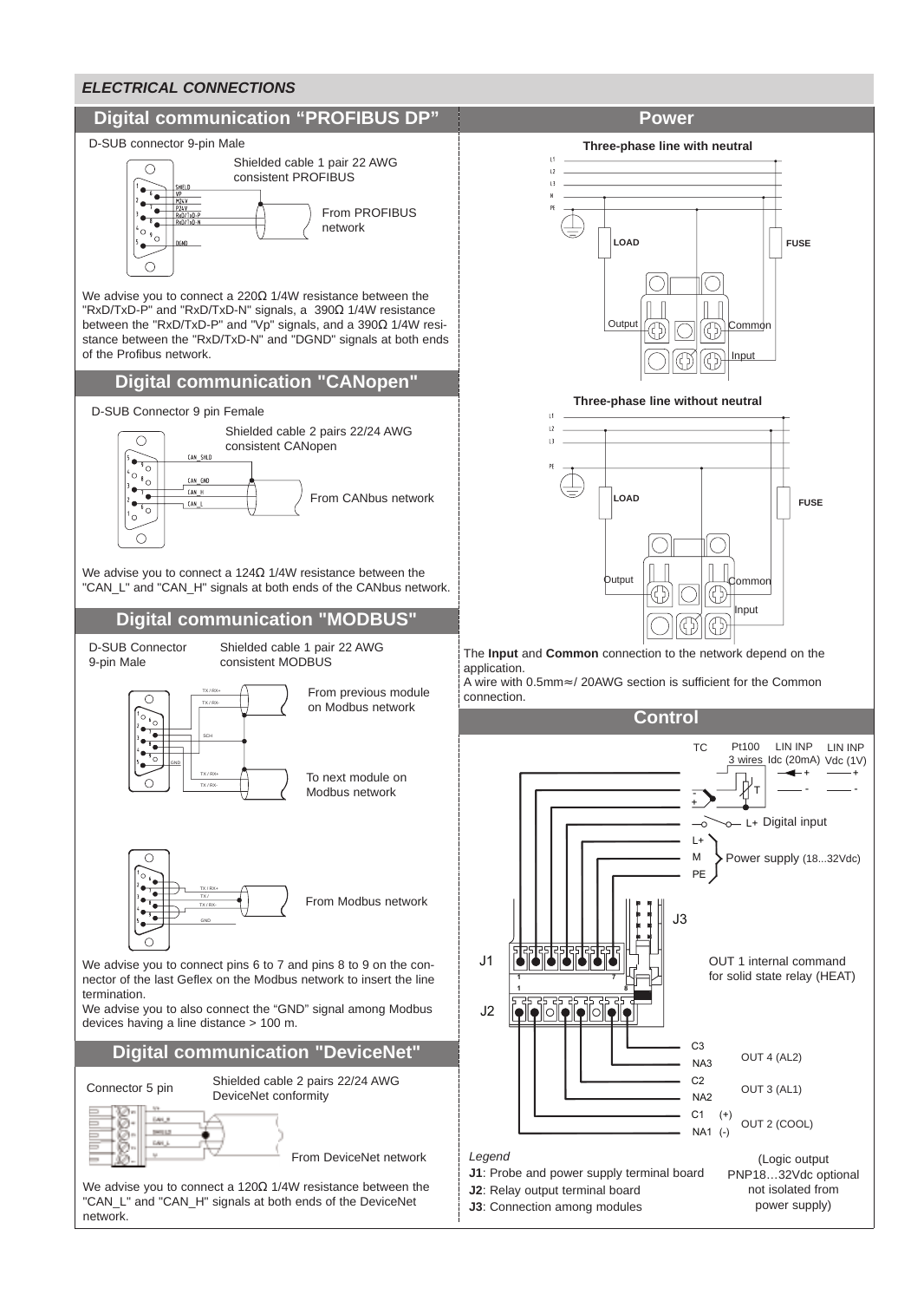## *ELECTRICAL CONNECTIONS*

## Digital communication "PROFIBUS DP"

D-SUB connector 9-pin Male

Shielded cable 1 pair 22 AWG consistent PROFIBUS

SHIELD
VP
M24V
P24V
RxD/TxD-P
RxD/TxD-N
DGND

From PROFIBUS network

We advise you to connect a 220Ω 1/4W resistance between the "RxD/TxD-P" and "RxD/TxD-N" signals, a 390Ω 1/4W resistance between the "RxD/TxD-P" and "Vp" signals, and a 390Ω 1/4W resistance between the "RxD/TxD-N" and "DGND" signals at both ends of the Profibus network.

## Digital communication "CANopen"

D-SUB Connector 9 pin Female

Shielded cable 2 pairs 22/24 AWG consistent CANopen

CAN_SHLD
CAN_GND
CAN_H
CAN_L

From CANbus network

We advise you to connect a 124Ω 1/4W resistance between the "CAN_L" and "CAN_H" signals at both ends of the CANbus network.

## Digital communication "MODBUS"

D-SUB Connector 9-pin Male

Shielded cable 1 pair 22 AWG consistent MODBUS

TX / RX+
TX / RX-
SCH
GND
TX / RX+
TX / RX-

From previous module on Modbus network

To next module on Modbus network

TX / RX+
TX /
TX / RX-
GND

From Modbus network

We advise you to connect pins 6 to 7 and pins 8 to 9 on the connector of the last Geflex on the Modbus network to insert the line termination.
We advise you to also connect the "GND" signal among Modbus devices having a line distance > 100 m.

## Digital communication "DeviceNet"

Connector 5 pin

Shielded cable 2 pairs 22/24 AWG DeviceNet conformity

V+
CAN_H
SHIELD
CAN_L
V-

From DeviceNet network

We advise you to connect a 120Ω 1/4W resistance between the "CAN_L" and "CAN_H" signals at both ends of the DeviceNet network.

## Power

**Three-phase line with neutral**

L1
L2
L3
N
PE

**LOAD** **FUSE**

Output Common Input

**Three-phase line without neutral**

L1
L2
L3
PE

**LOAD** **FUSE**

Output Common Input

The **Input** and **Common** connection to the network depend on the application.
A wire with 0.5mm≈/ 20AWG section is sufficient for the Common connection.

## Control

TC | Pt100 3 wires | LIN INP Idc (20mA) | LIN INP Vdc (1V)

T

L+ Digital input

L+
M
PE
Power supply (18...32Vdc)

J3

J1

OUT 1 internal command for solid state relay (HEAT)

J2

C3
NA3
OUT 4 (AL2)

C2
NA2
OUT 3 (AL1)

C1 (+)
NA1 (-)
OUT 2 (COOL)

(Logic output PNP18…32Vdc optional not isolated from power supply)

*Legend*
**J1**: Probe and power supply terminal board
**J2**: Relay output terminal board
**J3**: Connection among modules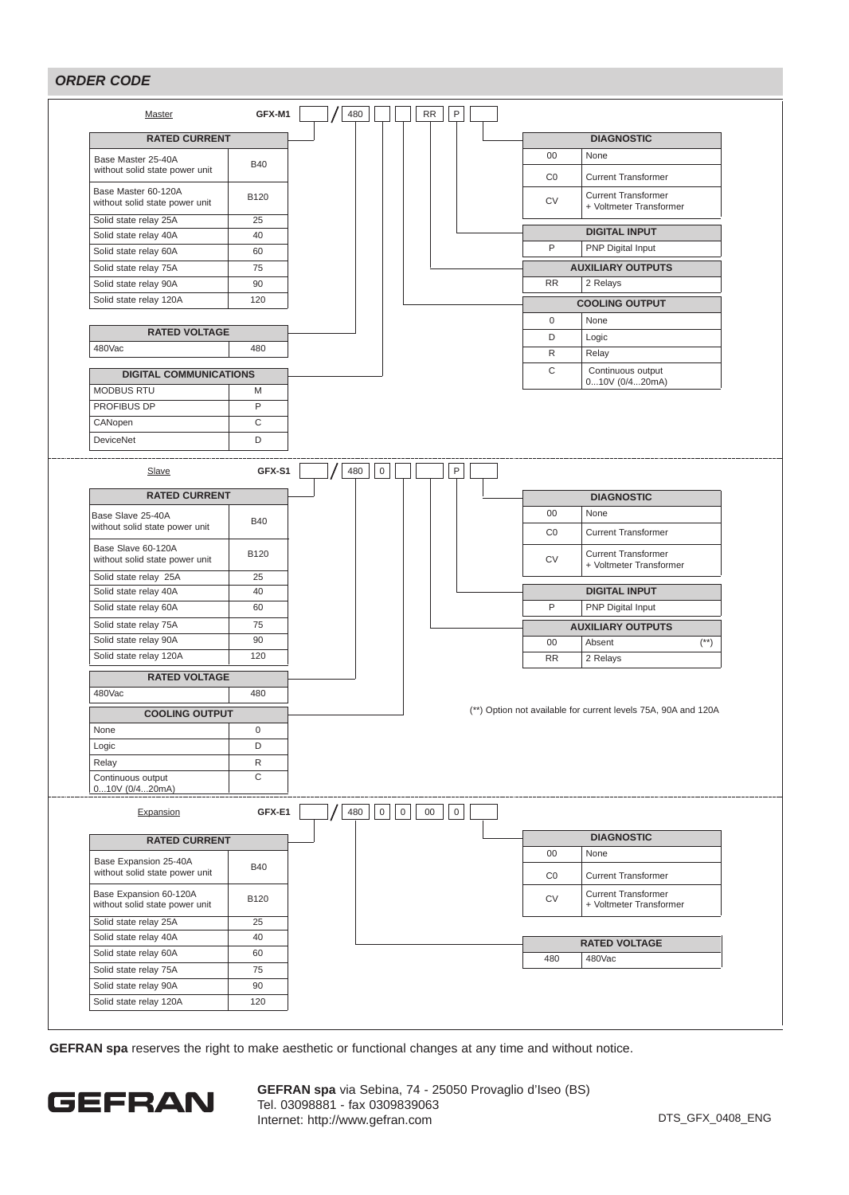## ORDER CODE

### Master

GFX-M1 [ ] / 480 [ ] [ ] RR P [ ]

| RATED CURRENT | |
|---|---|
| Base Master 25-40A without solid state power unit | B40 |
| Base Master 60-120A without solid state power unit | B120 |
| Solid state relay 25A | 25 |
| Solid state relay 40A | 40 |
| Solid state relay 60A | 60 |
| Solid state relay 75A | 75 |
| Solid state relay 90A | 90 |
| Solid state relay 120A | 120 |

| RATED VOLTAGE | |
|---|---|
| 480Vac | 480 |

| DIGITAL COMMUNICATIONS | |
|---|---|
| MODBUS RTU | M |
| PROFIBUS DP | P |
| CANopen | C |
| DeviceNet | D |

| DIAGNOSTIC | |
|---|---|
| 00 | None |
| C0 | Current Transformer |
| CV | Current Transformer + Voltmeter Transformer |

| DIGITAL INPUT | |
|---|---|
| P | PNP Digital Input |

| AUXILIARY OUTPUTS | |
|---|---|
| RR | 2 Relays |

| COOLING OUTPUT | |
|---|---|
| 0 | None |
| D | Logic |
| R | Relay |
| C | Continuous output 0...10V (0/4...20mA) |

### Slave

GFX-S1 [ ] / 480 0 [ ] [ ] P [ ]

| RATED CURRENT | |
|---|---|
| Base Slave 25-40A without solid state power unit | B40 |
| Base Slave 60-120A without solid state power unit | B120 |
| Solid state relay 25A | 25 |
| Solid state relay 40A | 40 |
| Solid state relay 60A | 60 |
| Solid state relay 75A | 75 |
| Solid state relay 90A | 90 |
| Solid state relay 120A | 120 |

| RATED VOLTAGE | |
|---|---|
| 480Vac | 480 |

| COOLING OUTPUT | |
|---|---|
| None | 0 |
| Logic | D |
| Relay | R |
| Continuous output 0...10V (0/4...20mA) | C |

| DIAGNOSTIC | |
|---|---|
| 00 | None |
| C0 | Current Transformer |
| CV | Current Transformer + Voltmeter Transformer |

| DIGITAL INPUT | |
|---|---|
| P | PNP Digital Input |

| AUXILIARY OUTPUTS | |
|---|---|
| 00 | Absent (**) |
| RR | 2 Relays |

(**) Option not available for current levels 75A, 90A and 120A

### Expansion

GFX-E1 [ ] / 480 0 0 00 0 [ ]

| RATED CURRENT | |
|---|---|
| Base Expansion 25-40A without solid state power unit | B40 |
| Base Expansion 60-120A without solid state power unit | B120 |
| Solid state relay 25A | 25 |
| Solid state relay 40A | 40 |
| Solid state relay 60A | 60 |
| Solid state relay 75A | 75 |
| Solid state relay 90A | 90 |
| Solid state relay 120A | 120 |

| DIAGNOSTIC | |
|---|---|
| 00 | None |
| C0 | Current Transformer |
| CV | Current Transformer + Voltmeter Transformer |

| RATED VOLTAGE | |
|---|---|
| 480 | 480Vac |

**GEFRAN spa** reserves the right to make aesthetic or functional changes at any time and without notice.

GEFRAN

**GEFRAN spa** via Sebina, 74 - 25050 Provaglio d'Iseo (BS)
Tel. 03098881 - fax 0309839063
Internet: http://www.gefran.com

DTS_GFX_0408_ENG